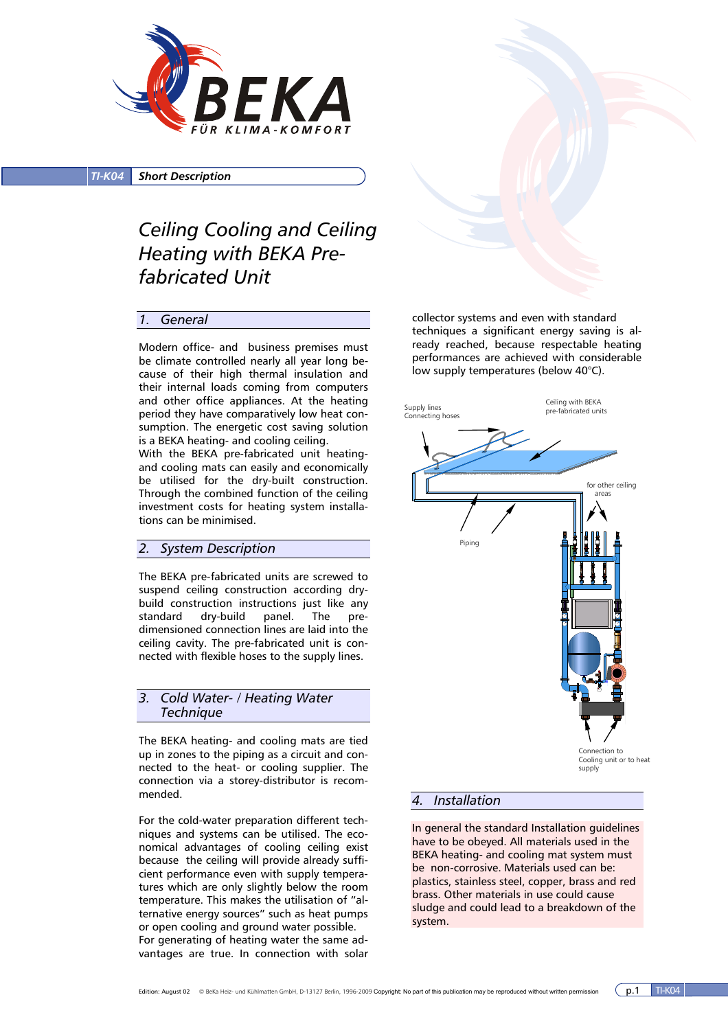TI-K04 **Short Description**

# Ceiling Cooling and Ceiling Heating with BEKA Pre-fabricated Unit

## 1. General

Modern office- and business premises must be climate controlled nearly all year long because of their high thermal insulation and their internal loads coming from computers and other office appliances. At the heating period they have comparatively low heat consumption. The energetic cost saving solution is a BEKA heating- and cooling ceiling.
With the BEKA pre-fabricated unit heating- and cooling mats can easily and economically be utilised for the dry-built construction. Through the combined function of the ceiling investment costs for heating system installations can be minimised.

## 2. System Description

The BEKA pre-fabricated units are screwed to suspend ceiling construction according dry-build construction instructions just like any standard dry-build panel. The pre-dimensioned connection lines are laid into the ceiling cavity. The pre-fabricated unit is connected with flexible hoses to the supply lines.

## 3. Cold Water- / Heating Water Technique

The BEKA heating- and cooling mats are tied up in zones to the piping as a circuit and connected to the heat- or cooling supplier. The connection via a storey-distributor is recommended.

For the cold-water preparation different techniques and systems can be utilised. The economical advantages of cooling ceiling exist because the ceiling will provide already sufficient performance even with supply temperatures which are only slightly below the room temperature. This makes the utilisation of "alternative energy sources" such as heat pumps or open cooling and ground water possible.
For generating of heating water the same advantages are true. In connection with solar collector systems and even with standard techniques a significant energy saving is already reached, because respectable heating performances are achieved with considerable low supply temperatures (below 40°C).

Supply lines
Connecting hoses

Ceiling with BEKA pre-fabricated units

for other ceiling areas

Piping

Connection to Cooling unit or to heat supply

## 4. Installation

In general the standard Installation guidelines have to be obeyed. All materials used in the BEKA heating- and cooling mat system must be non-corrosive. Materials used can be: plastics, stainless steel, copper, brass and red brass. Other materials in use could cause sludge and could lead to a breakdown of the system.

Edition: August 02 © BeKa Heiz- und Kühlmatten GmbH, D-13127 Berlin, 1996-2009 Copyright: No part of this publication may be reproduced without written permission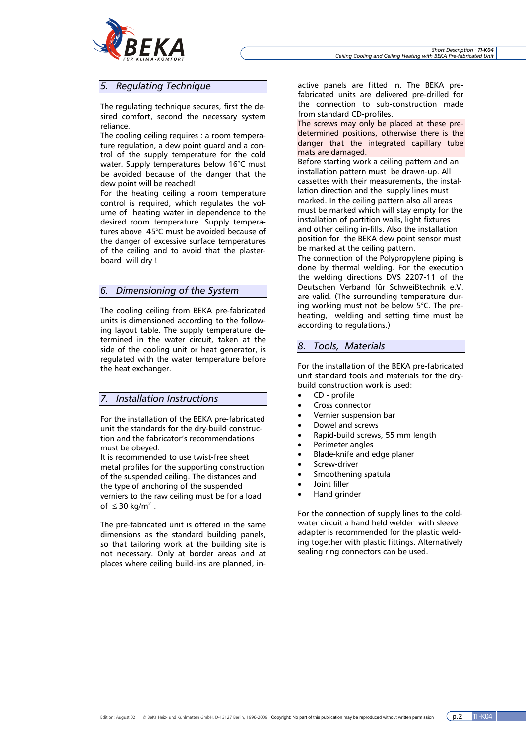## 5. Regulating Technique

The regulating technique secures, first the desired comfort, second the necessary system reliance.
The cooling ceiling requires : a room temperature regulation, a dew point guard and a control of the supply temperature for the cold water. Supply temperatures below 16°C must be avoided because of the danger that the dew point will be reached!
For the heating ceiling a room temperature control is required, which regulates the volume of heating water in dependence to the desired room temperature. Supply temperatures above 45°C must be avoided because of the danger of excessive surface temperatures of the ceiling and to avoid that the plasterboard will dry !

## 6. Dimensioning of the System

The cooling ceiling from BEKA pre-fabricated units is dimensioned according to the following layout table. The supply temperature determined in the water circuit, taken at the side of the cooling unit or heat generator, is regulated with the water temperature before the heat exchanger.

## 7. Installation Instructions

For the installation of the BEKA pre-fabricated unit the standards for the dry-build construction and the fabricator's recommendations must be obeyed.
It is recommended to use twist-free sheet metal profiles for the supporting construction of the suspended ceiling. The distances and the type of anchoring of the suspended verniers to the raw ceiling must be for a load of $\leq 30$ kg/m$^2$ .

The pre-fabricated unit is offered in the same dimensions as the standard building panels, so that tailoring work at the building site is not necessary. Only at border areas and at places where ceiling build-ins are planned, inactive panels are fitted in. The BEKA pre-fabricated units are delivered pre-drilled for the connection to sub-construction made from standard CD-profiles.
The screws may only be placed at these predetermined positions, otherwise there is the danger that the integrated capillary tube mats are damaged.
Before starting work a ceiling pattern and an installation pattern must be drawn-up. All cassettes with their measurements, the installation direction and the supply lines must marked. In the ceiling pattern also all areas must be marked which will stay empty for the installation of partition walls, light fixtures and other ceiling in-fills. Also the installation position for the BEKA dew point sensor must be marked at the ceiling pattern.
The connection of the Polypropylene piping is done by thermal welding. For the execution the welding directions DVS 2207-11 of the Deutschen Verband für Schweißtechnik e.V. are valid. (The surrounding temperature during working must not be below 5°C. The preheating, welding and setting time must be according to regulations.)

## 8. Tools, Materials

For the installation of the BEKA pre-fabricated unit standard tools and materials for the dry-build construction work is used:

- CD - profile
- Cross connector
- Vernier suspension bar
- Dowel and screws
- Rapid-build screws, 55 mm length
- Perimeter angles
- Blade-knife and edge planer
- Screw-driver
- Smoothening spatula
- Joint filler
- Hand grinder

For the connection of supply lines to the cold-water circuit a hand held welder with sleeve adapter is recommended for the plastic welding together with plastic fittings. Alternatively sealing ring connectors can be used.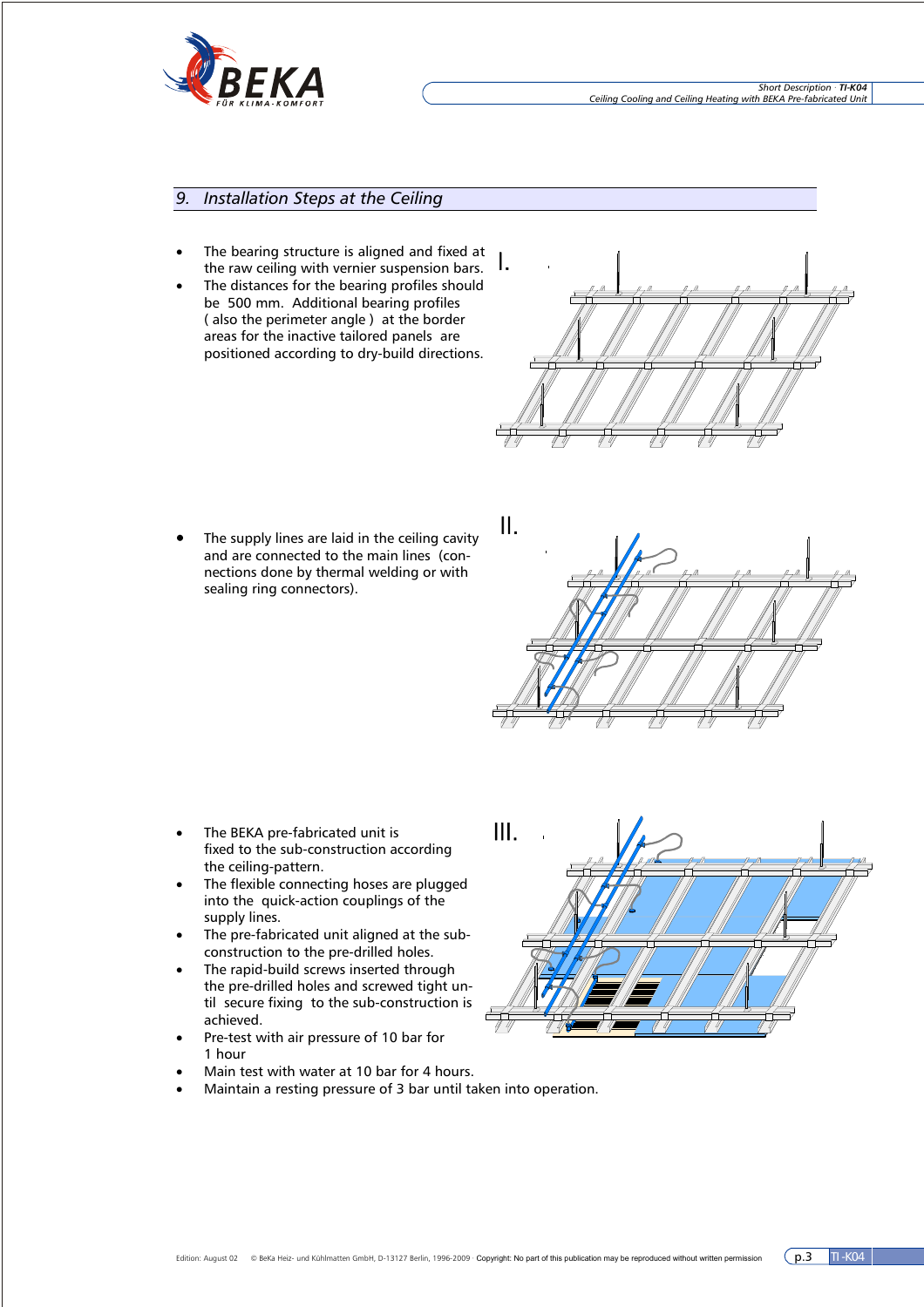## 9. Installation Steps at the Ceiling

I.

- The bearing structure is aligned and fixed at the raw ceiling with vernier suspension bars.
- The distances for the bearing profiles should be 500 mm. Additional bearing profiles ( also the perimeter angle ) at the border areas for the inactive tailored panels are positioned according to dry-build directions.

II.

- The supply lines are laid in the ceiling cavity and are connected to the main lines (connections done by thermal welding or with sealing ring connectors).

III.

- The BEKA pre-fabricated unit is fixed to the sub-construction according the ceiling-pattern.
- The flexible connecting hoses are plugged into the quick-action couplings of the supply lines.
- The pre-fabricated unit aligned at the sub-construction to the pre-drilled holes.
- The rapid-build screws inserted through the pre-drilled holes and screwed tight until secure fixing to the sub-construction is achieved.
- Pre-test with air pressure of 10 bar for 1 hour
- Main test with water at 10 bar for 4 hours.
- Maintain a resting pressure of 3 bar until taken into operation.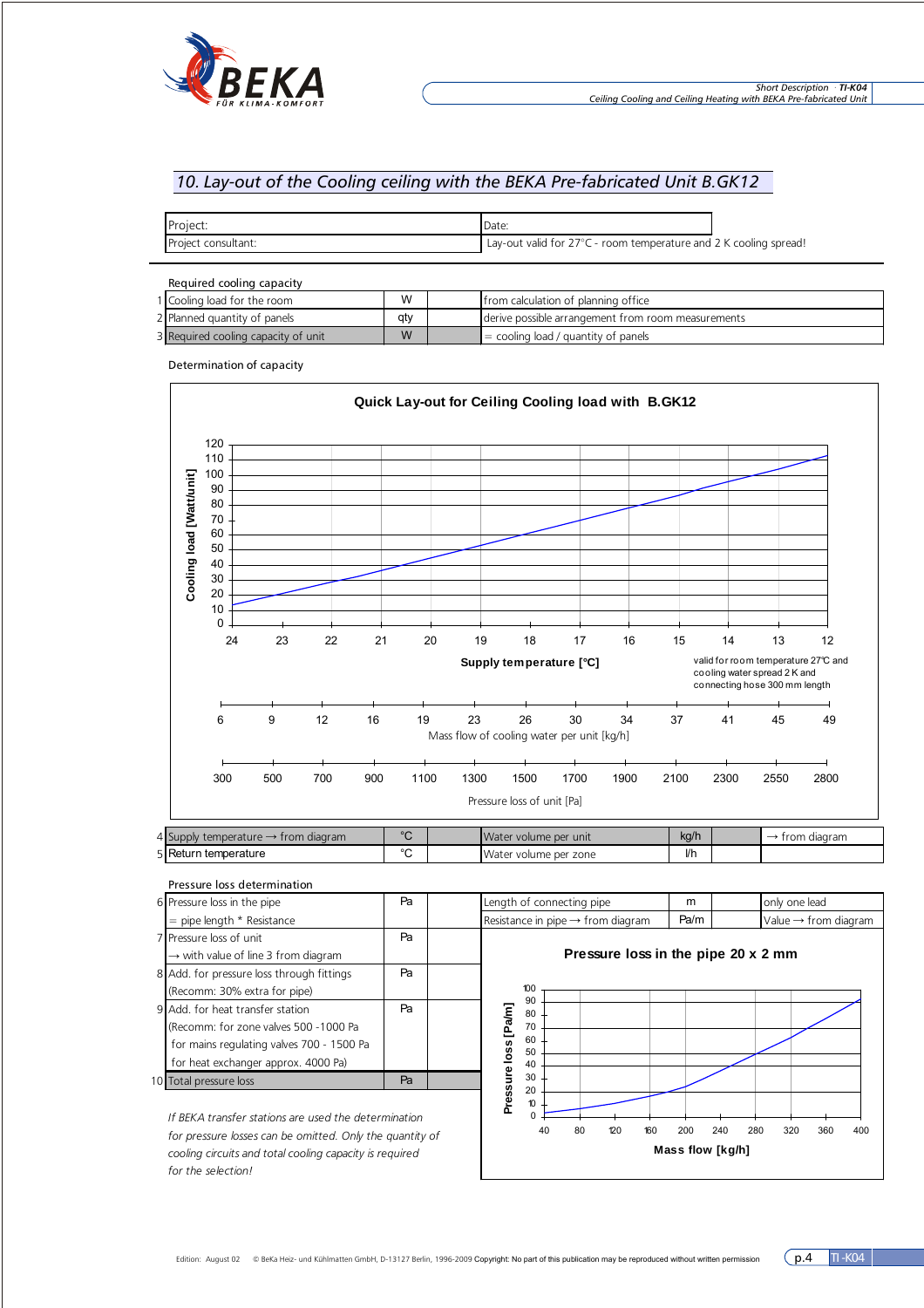## 10. Lay-out of the Cooling ceiling with the BEKA Pre-fabricated Unit B.GK12

| Project: | Date: |
|---|---|
| Project consultant: | Lay-out valid for 27°C - room temperature and 2 K cooling spread! |

Required cooling capacity

| | | | | |
|---|---|---|---|---|
| 1 | Cooling load for the room | W | | from calculation of planning office |
| 2 | Planned quantity of panels | qty | | derive possible arrangement from room measurements |
| 3 | Required cooling capacity of unit | W | | = cooling load / quantity of panels |

Determination of capacity

**Quick Lay-out for Ceiling Cooling load with B.GK12**

Cooling load [Watt/unit]: 0, 10, 20, 30, 40, 50, 60, 70, 80, 90, 100, 110, 120

| Supply temperature [°C] | 24 | 23 | 22 | 21 | 20 | 19 | 18 | 17 | 16 | 15 | 14 | 13 | 12 |
|---|---|---|---|---|---|---|---|---|---|---|---|---|---|

valid for room temperature 27°C and cooling water spread 2 K and connecting hose 300 mm length

| Mass flow of cooling water per unit [kg/h] | 6 | 9 | 12 | 16 | 19 | 23 | 26 | 30 | 34 | 37 | 41 | 45 | 49 |
|---|---|---|---|---|---|---|---|---|---|---|---|---|---|
| Pressure loss of unit [Pa] | 300 | 500 | 700 | 900 | 1100 | 1300 | 1500 | 1700 | 1900 | 2100 | 2300 | 2550 | 2800 |

| | | | | | | | |
|---|---|---|---|---|---|---|---|
| 4 | Supply temperature → from diagram | °C | | Water volume per unit | kg/h | | → from diagram |
| 5 | Return temperature | °C | | Water volume per zone | l/h | | |

Pressure loss determination

| | | | | | | | |
|---|---|---|---|---|---|---|---|
| 6 | Pressure loss in the pipe = pipe length * Resistance | Pa | | Length of connecting pipe | m | | only one lead |
| | | | | Resistance in pipe → from diagram | Pa/m | | Value → from diagram |
| 7 | Pressure loss of unit → with value of line 3 from diagram | Pa | | | | | |
| 8 | Add. for pressure loss through fittings (Recomm: 30% extra for pipe) | Pa | | | | | |
| 9 | Add. for heat transfer station (Recomm: for zone valves 500 -1000 Pa for mains regulating valves 700 - 1500 Pa for heat exchanger approx. 4000 Pa) | Pa | | | | | |
| 10 | Total pressure loss | Pa | | | | | |

**Pressure loss in the pipe 20 x 2 mm**

Pressure loss [Pa/m]: 0, 10, 20, 30, 40, 50, 60, 70, 80, 90, 100

Mass flow [kg/h]: 40, 80, 120, 160, 200, 240, 280, 320, 360, 400

*If BEKA transfer stations are used the determination for pressure losses can be omitted. Only the quantity of cooling circuits and total cooling capacity is required for the selection!*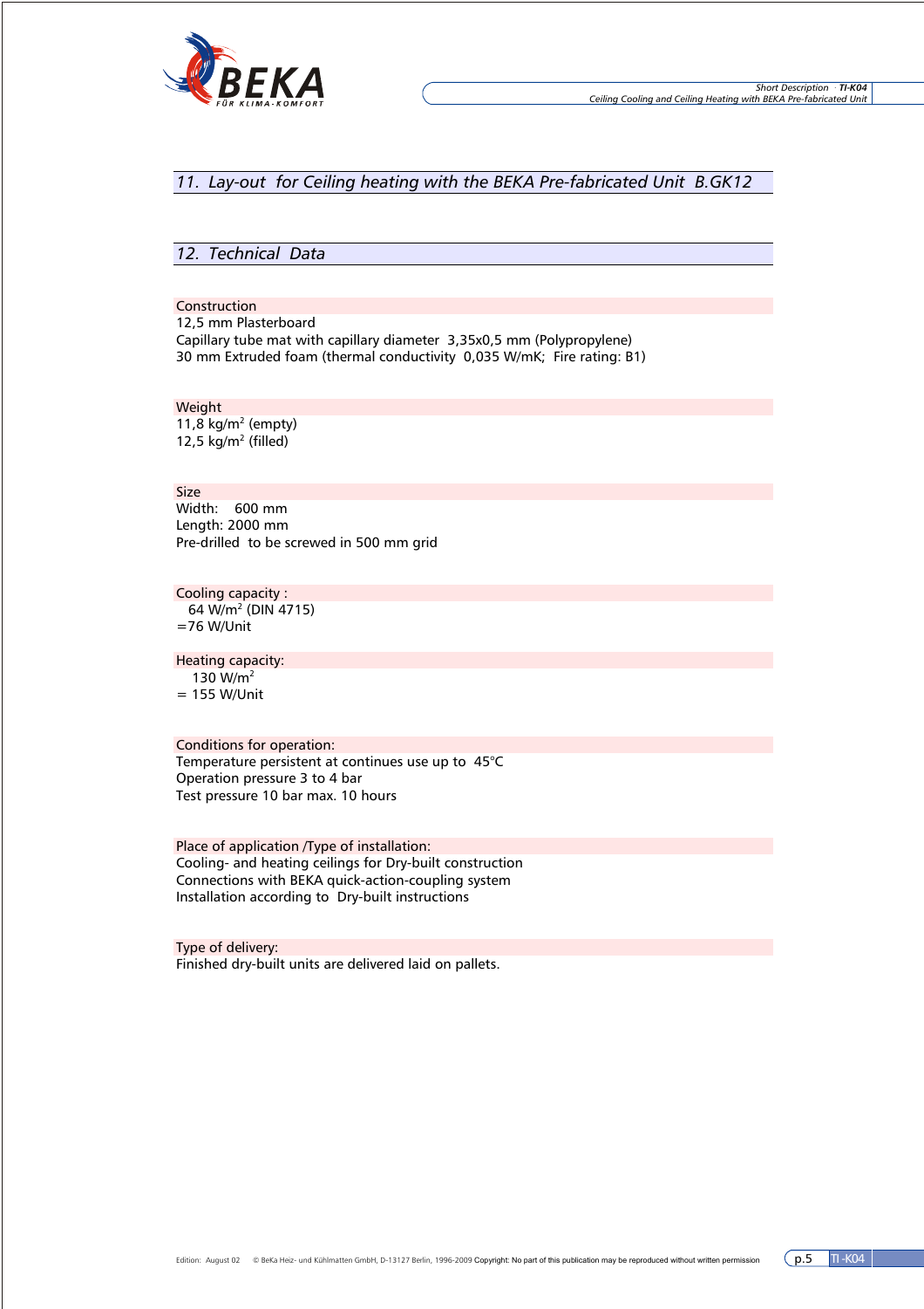## 11. Lay-out for Ceiling heating with the BEKA Pre-fabricated Unit B.GK12

## 12. Technical Data

**Construction**

12,5 mm Plasterboard
Capillary tube mat with capillary diameter 3,35x0,5 mm (Polypropylene)
30 mm Extruded foam (thermal conductivity 0,035 W/mK; Fire rating: B1)

**Weight**

11,8 kg/m$^2$ (empty)
12,5 kg/m$^2$ (filled)

**Size**

Width: 600 mm
Length: 2000 mm
Pre-drilled to be screwed in 500 mm grid

**Cooling capacity :**

64 W/m$^2$ (DIN 4715)
=76 W/Unit

**Heating capacity:**

130 W/m$^2$
= 155 W/Unit

**Conditions for operation:**

Temperature persistent at continues use up to 45°C
Operation pressure 3 to 4 bar
Test pressure 10 bar max. 10 hours

**Place of application /Type of installation:**

Cooling- and heating ceilings for Dry-built construction
Connections with BEKA quick-action-coupling system
Installation according to Dry-built instructions

**Type of delivery:**

Finished dry-built units are delivered laid on pallets.